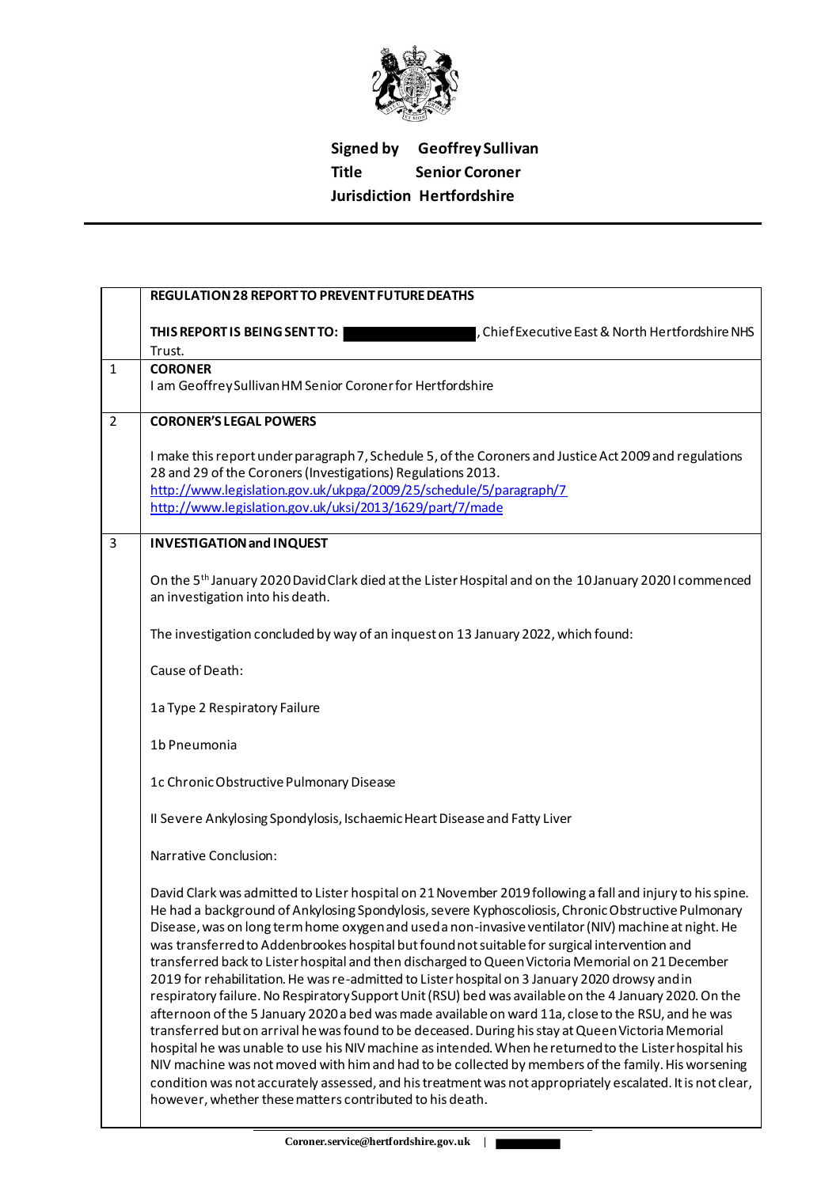**Signed by** **Geoffrey Sullivan**
**Title** **Senior Coroner**
**Jurisdiction** **Hertfordshire**

---

| | |
|---|---|
| | **REGULATION 28 REPORT TO PREVENT FUTURE DEATHS**<br><br>**THIS REPORT IS BEING SENT TO:** [REDACTED], Chief Executive East & North Hertfordshire NHS Trust. |
| 1 | **CORONER**<br>I am Geoffrey Sullivan HM Senior Coroner for Hertfordshire |
| 2 | **CORONER'S LEGAL POWERS**<br><br>I make this report under paragraph 7, Schedule 5, of the Coroners and Justice Act 2009 and regulations 28 and 29 of the Coroners (Investigations) Regulations 2013.<br>http://www.legislation.gov.uk/ukpga/2009/25/schedule/5/paragraph/7<br>http://www.legislation.gov.uk/uksi/2013/1629/part/7/made |
| 3 | **INVESTIGATION and INQUEST**<br><br>On the 5th January 2020 David Clark died at the Lister Hospital and on the 10 January 2020 I commenced an investigation into his death.<br><br>The investigation concluded by way of an inquest on 13 January 2022, which found:<br><br>Cause of Death:<br><br>1a Type 2 Respiratory Failure<br><br>1b Pneumonia<br><br>1c Chronic Obstructive Pulmonary Disease<br><br>II Severe Ankylosing Spondylosis, Ischaemic Heart Disease and Fatty Liver<br><br>Narrative Conclusion:<br><br>David Clark was admitted to Lister hospital on 21 November 2019 following a fall and injury to his spine. He had a background of Ankylosing Spondylosis, severe Kyphoscoliosis, Chronic Obstructive Pulmonary Disease, was on long term home oxygen and used a non-invasive ventilator (NIV) machine at night. He was transferred to Addenbrookes hospital but found not suitable for surgical intervention and transferred back to Lister hospital and then discharged to Queen Victoria Memorial on 21 December 2019 for rehabilitation. He was re-admitted to Lister hospital on 3 January 2020 drowsy and in respiratory failure. No Respiratory Support Unit (RSU) bed was available on the 4 January 2020. On the afternoon of the 5 January 2020 a bed was made available on ward 11a, close to the RSU, and he was transferred but on arrival he was found to be deceased. During his stay at Queen Victoria Memorial hospital he was unable to use his NIV machine as intended. When he returned to the Lister hospital his NIV machine was not moved with him and had to be collected by members of the family. His worsening condition was not accurately assessed, and his treatment was not appropriately escalated. It is not clear, however, whether these matters contributed to his death. |

Coroner.service@hertfordshire.gov.uk | [REDACTED]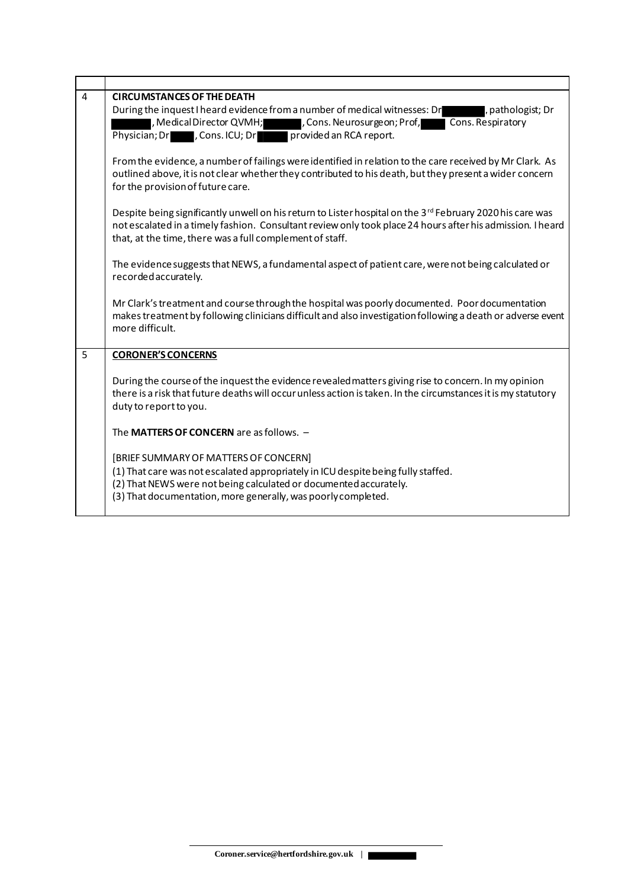| | |
|---|---|
| 4 | **CIRCUMSTANCES OF THE DEATH**<br>During the inquest I heard evidence from a number of medical witnesses: Dr ███, pathologist; Dr ███, Medical Director QVMH; ███, Cons. Neurosurgeon; Prof, ███ Cons. Respiratory Physician; Dr ███, Cons. ICU; Dr ███ provided an RCA report.<br><br>From the evidence, a number of failings were identified in relation to the care received by Mr Clark. As outlined above, it is not clear whether they contributed to his death, but they present a wider concern for the provision of future care.<br><br>Despite being significantly unwell on his return to Lister hospital on the 3rd February 2020 his care was not escalated in a timely fashion. Consultant review only took place 24 hours after his admission. I heard that, at the time, there was a full complement of staff.<br><br>The evidence suggests that NEWS, a fundamental aspect of patient care, were not being calculated or recorded accurately.<br><br>Mr Clark's treatment and course through the hospital was poorly documented. Poor documentation makes treatment by following clinicians difficult and also investigation following a death or adverse event more difficult. |
| 5 | **CORONER'S CONCERNS**<br><br>During the course of the inquest the evidence revealed matters giving rise to concern. In my opinion there is a risk that future deaths will occur unless action is taken. In the circumstances it is my statutory duty to report to you.<br><br>The **MATTERS OF CONCERN** are as follows. –<br><br>[BRIEF SUMMARY OF MATTERS OF CONCERN]<br>(1) That care was not escalated appropriately in ICU despite being fully staffed.<br>(2) That NEWS were not being calculated or documented accurately.<br>(3) That documentation, more generally, was poorly completed. |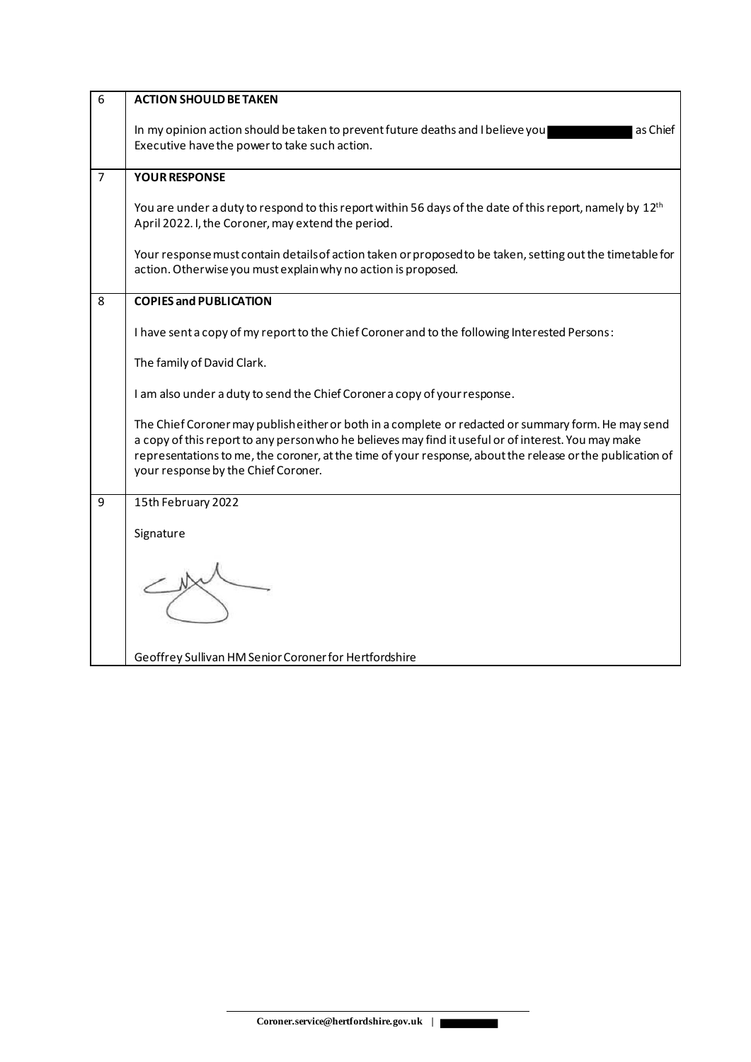| | |
|---|---|
| 6 | **ACTION SHOULD BE TAKEN**<br><br>In my opinion action should be taken to prevent future deaths and I believe you [REDACTED] as Chief Executive have the power to take such action. |
| 7 | **YOUR RESPONSE**<br><br>You are under a duty to respond to this report within 56 days of the date of this report, namely by 12th April 2022. I, the Coroner, may extend the period.<br><br>Your response must contain details of action taken or proposed to be taken, setting out the timetable for action. Otherwise you must explain why no action is proposed. |
| 8 | **COPIES and PUBLICATION**<br><br>I have sent a copy of my report to the Chief Coroner and to the following Interested Persons:<br><br>The family of David Clark.<br><br>I am also under a duty to send the Chief Coroner a copy of your response.<br><br>The Chief Coroner may publish either or both in a complete or redacted or summary form. He may send a copy of this report to any person who he believes may find it useful or of interest. You may make representations to me, the coroner, at the time of your response, about the release or the publication of your response by the Chief Coroner. |
| 9 | 15th February 2022<br><br>Signature<br><br>Geoffrey Sullivan HM Senior Coroner for Hertfordshire |

**Coroner.service@hertfordshire.gov.uk** | [REDACTED]